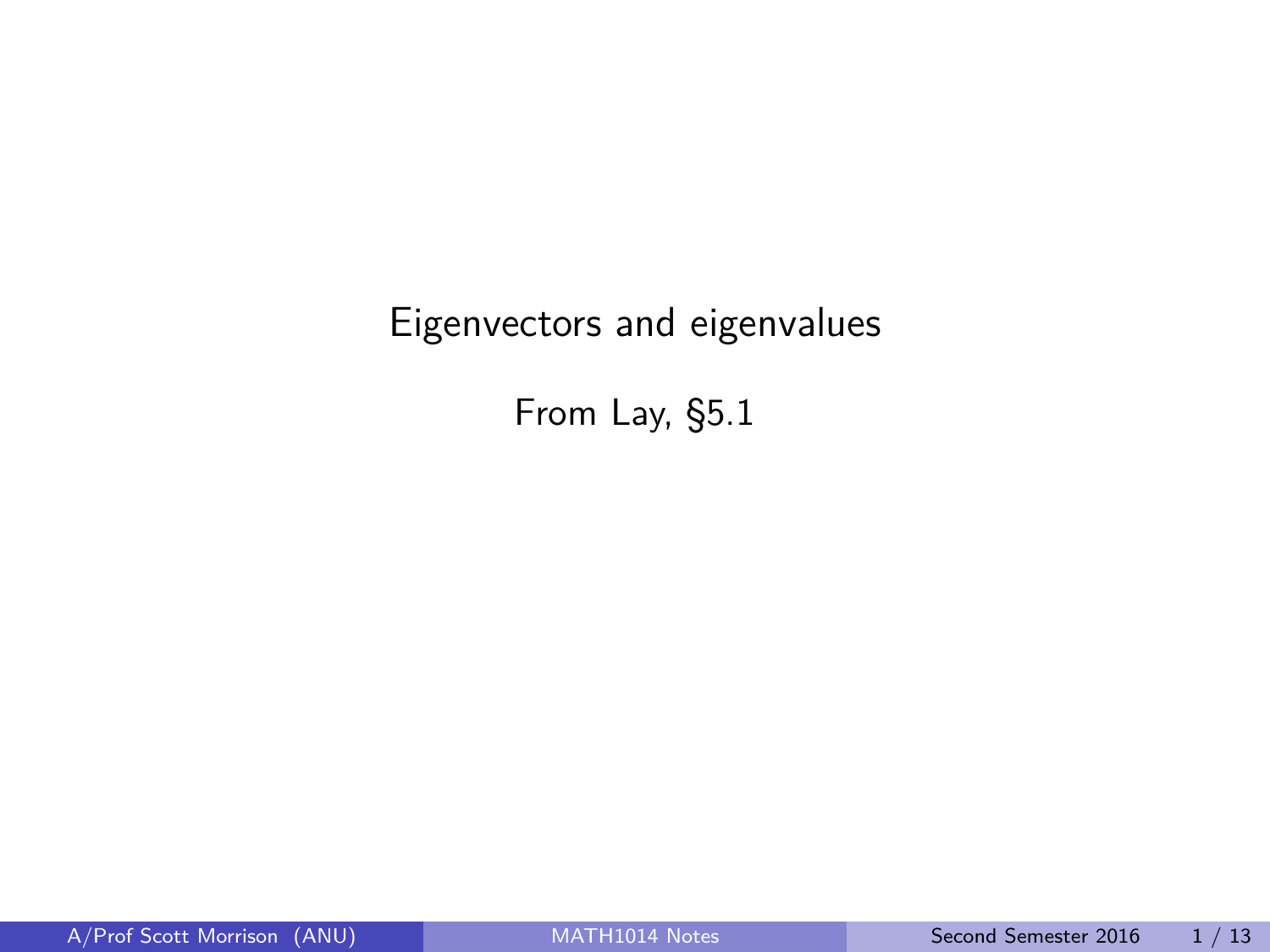# Eigenvectors and eigenvalues

From Lay, §5.1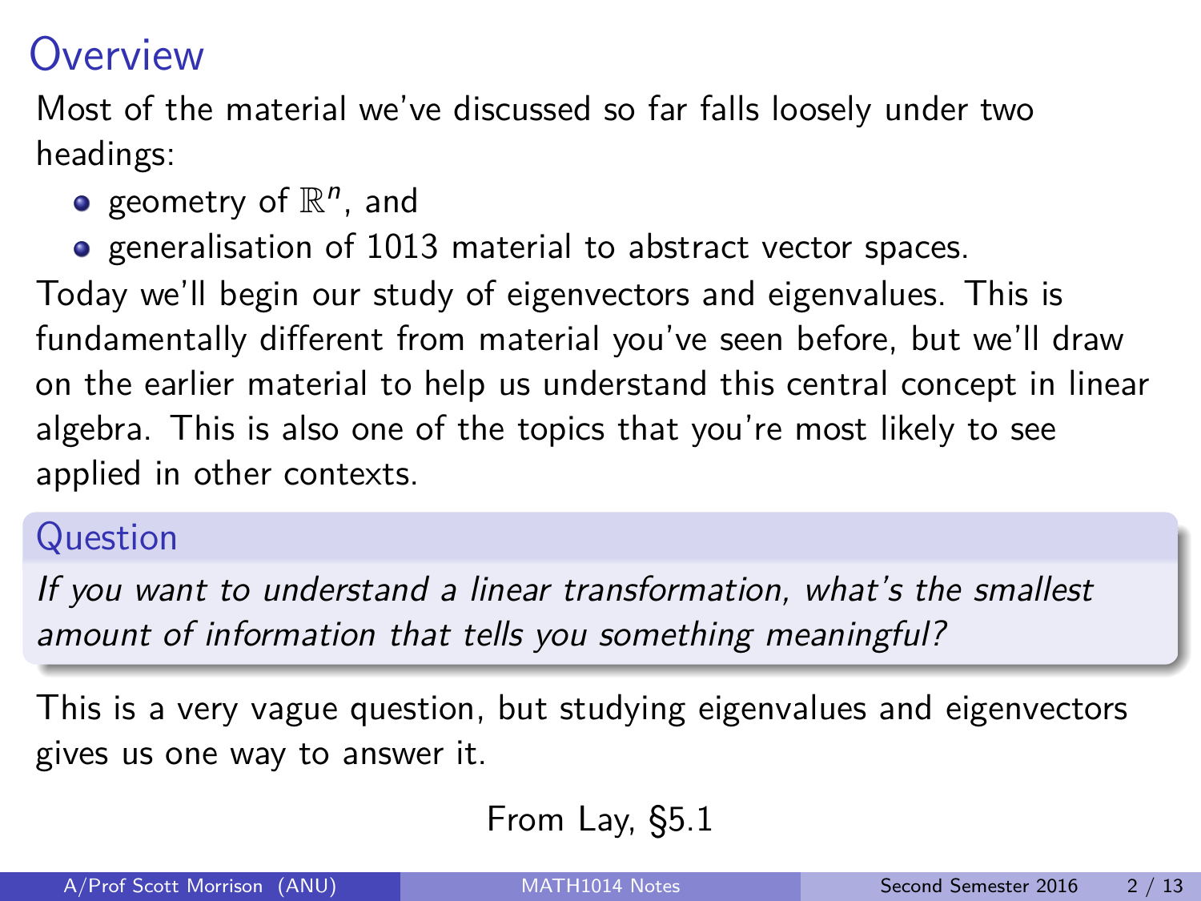# Overview

Most of the material we've discussed so far falls loosely under two headings:

- geometry of $\mathbb{R}^n$, and
- generalisation of 1013 material to abstract vector spaces.

Today we'll begin our study of eigenvectors and eigenvalues. This is fundamentally different from material you've seen before, but we'll draw on the earlier material to help us understand this central concept in linear algebra. This is also one of the topics that you're most likely to see applied in other contexts.

**Question**

*If you want to understand a linear transformation, what's the smallest amount of information that tells you something meaningful?*

This is a very vague question, but studying eigenvalues and eigenvectors gives us one way to answer it.

From Lay, §5.1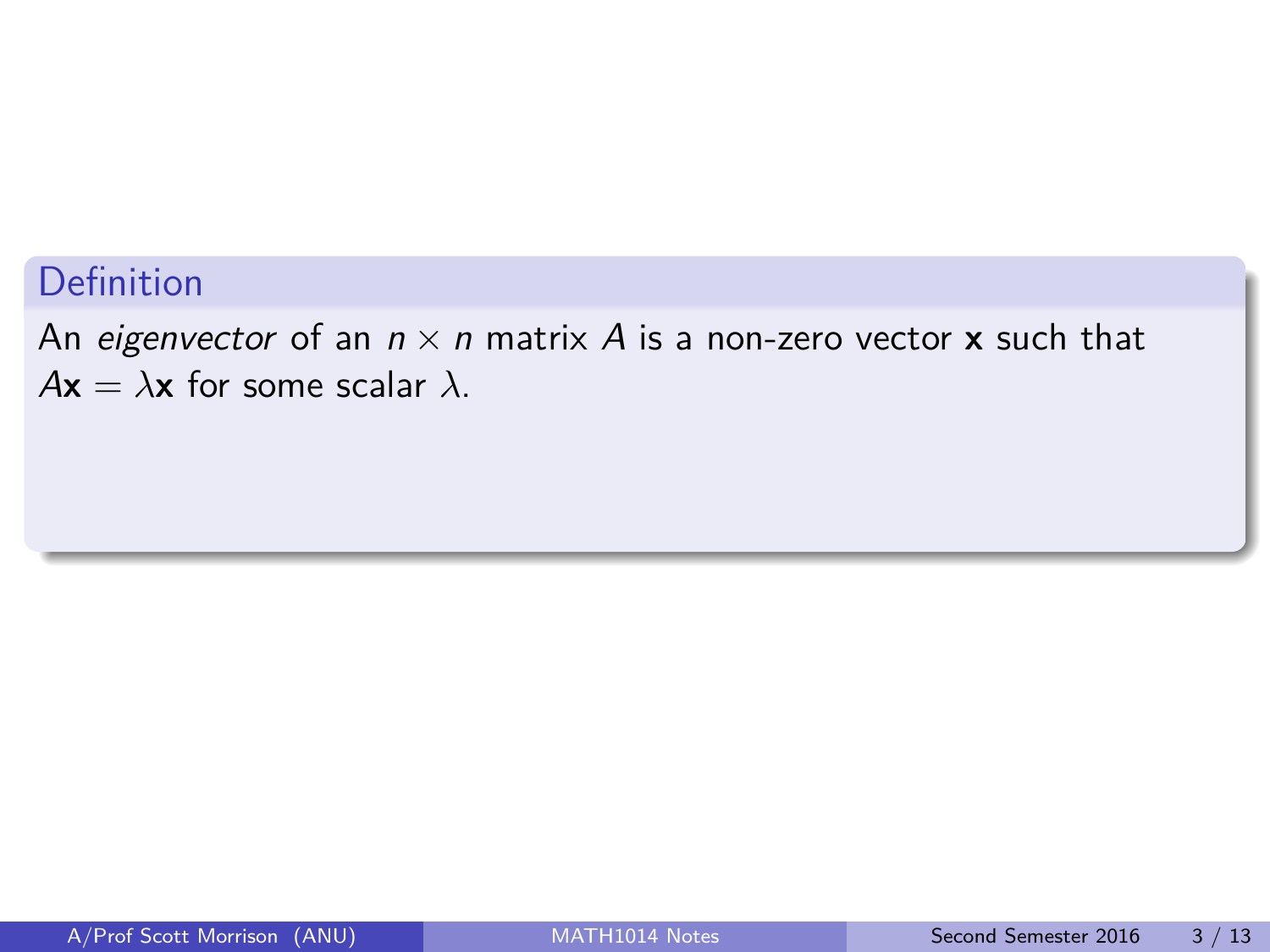**Definition**

An *eigenvector* of an $n \times n$ matrix $A$ is a non-zero vector $\mathbf{x}$ such that $A\mathbf{x} = \lambda\mathbf{x}$ for some scalar $\lambda$.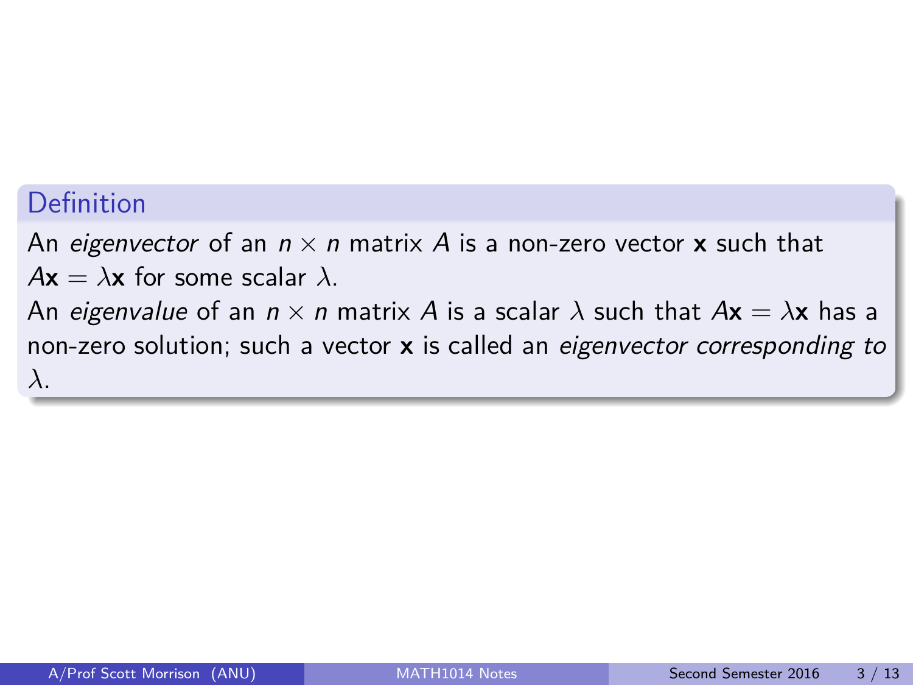**Definition**

An *eigenvector* of an $n \times n$ matrix $A$ is a non-zero vector $\mathbf{x}$ such that $A\mathbf{x} = \lambda\mathbf{x}$ for some scalar $\lambda$.

An *eigenvalue* of an $n \times n$ matrix $A$ is a scalar $\lambda$ such that $A\mathbf{x} = \lambda\mathbf{x}$ has a non-zero solution; such a vector $\mathbf{x}$ is called an *eigenvector corresponding to* $\lambda$.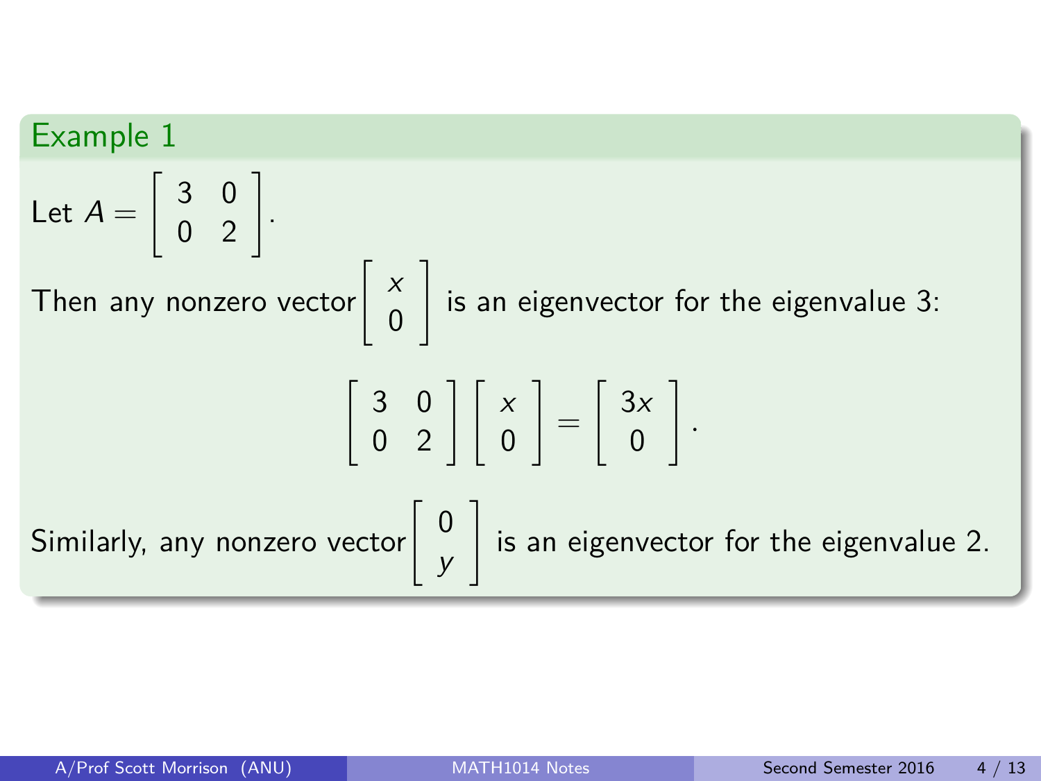### Example 1

Let $A = \begin{bmatrix} 3 & 0 \\ 0 & 2 \end{bmatrix}$.

Then any nonzero vector $\begin{bmatrix} x \\ 0 \end{bmatrix}$ is an eigenvector for the eigenvalue 3:

$$\begin{bmatrix} 3 & 0 \\ 0 & 2 \end{bmatrix} \begin{bmatrix} x \\ 0 \end{bmatrix} = \begin{bmatrix} 3x \\ 0 \end{bmatrix}.$$

Similarly, any nonzero vector $\begin{bmatrix} 0 \\ y \end{bmatrix}$ is an eigenvector for the eigenvalue 2.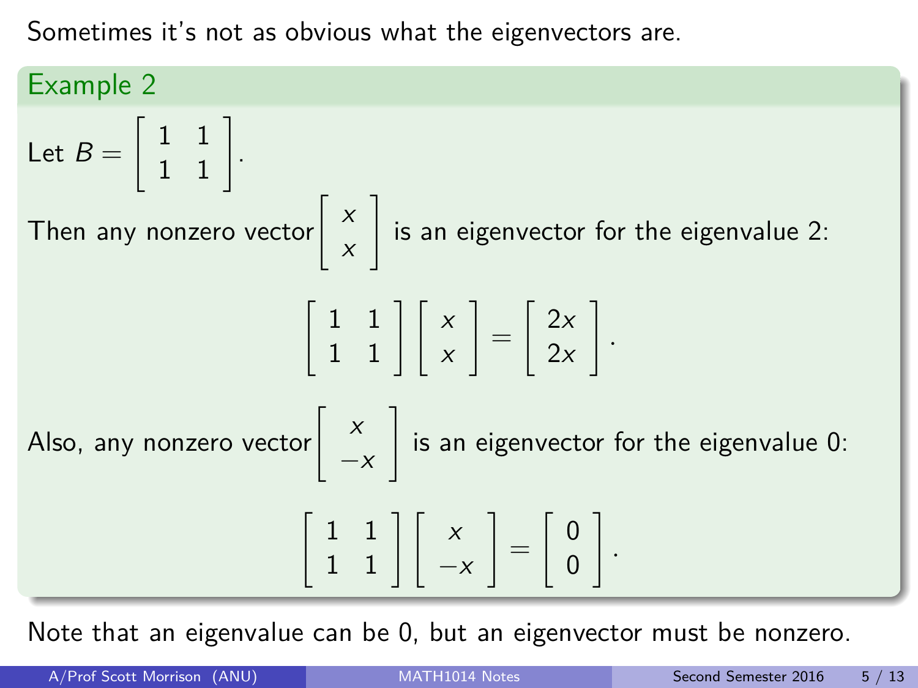Sometimes it's not as obvious what the eigenvectors are.

### Example 2

Let $B = \begin{bmatrix} 1 & 1 \\ 1 & 1 \end{bmatrix}$.

Then any nonzero vector $\begin{bmatrix} x \\ x \end{bmatrix}$ is an eigenvector for the eigenvalue 2:

$$\begin{bmatrix} 1 & 1 \\ 1 & 1 \end{bmatrix} \begin{bmatrix} x \\ x \end{bmatrix} = \begin{bmatrix} 2x \\ 2x \end{bmatrix}.$$

Also, any nonzero vector $\begin{bmatrix} x \\ -x \end{bmatrix}$ is an eigenvector for the eigenvalue 0:

$$\begin{bmatrix} 1 & 1 \\ 1 & 1 \end{bmatrix} \begin{bmatrix} x \\ -x \end{bmatrix} = \begin{bmatrix} 0 \\ 0 \end{bmatrix}.$$

Note that an eigenvalue can be 0, but an eigenvector must be nonzero.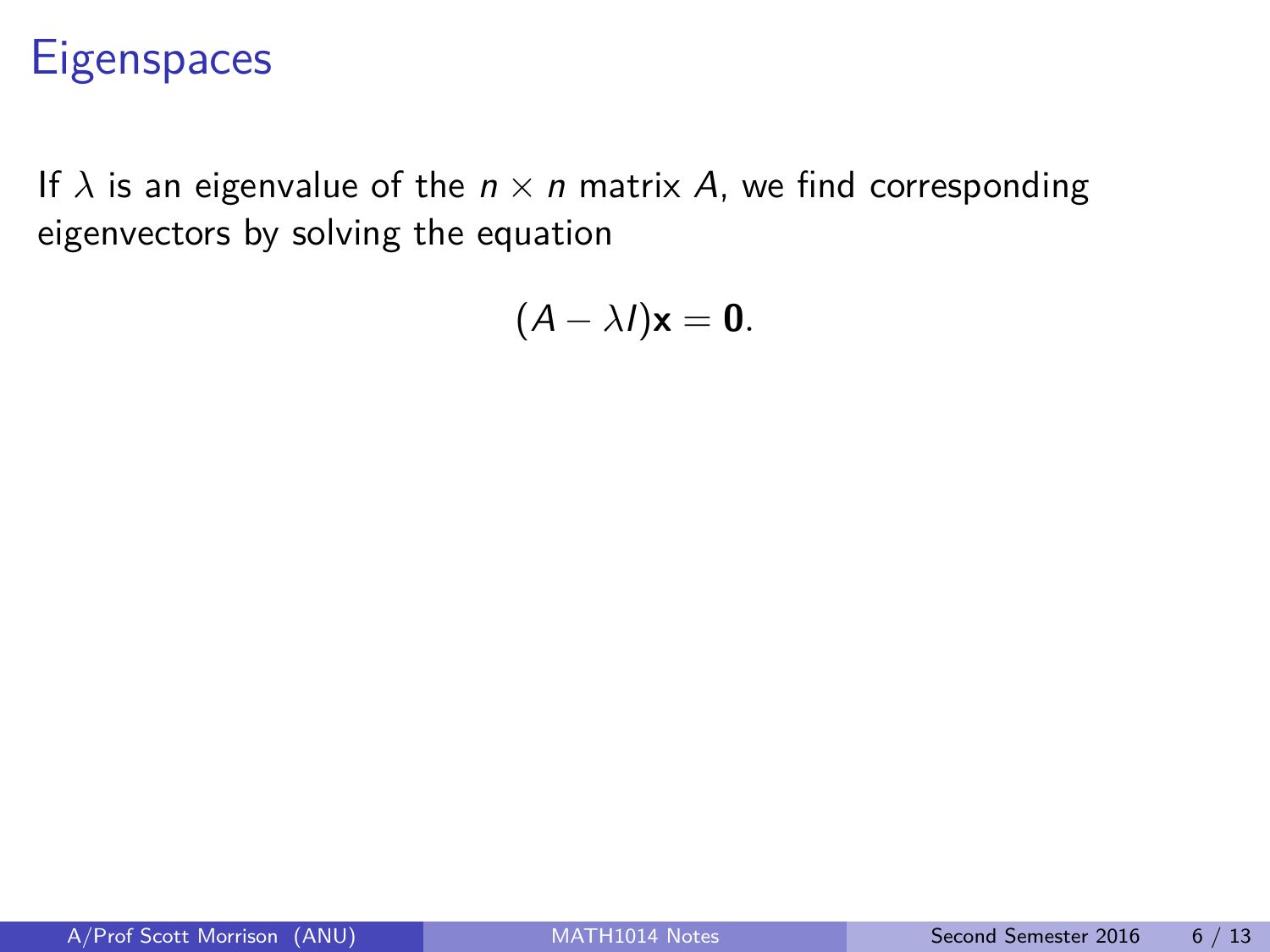# Eigenspaces

If $\lambda$ is an eigenvalue of the $n \times n$ matrix $A$, we find corresponding eigenvectors by solving the equation

$$(A - \lambda I)\mathbf{x} = \mathbf{0}.$$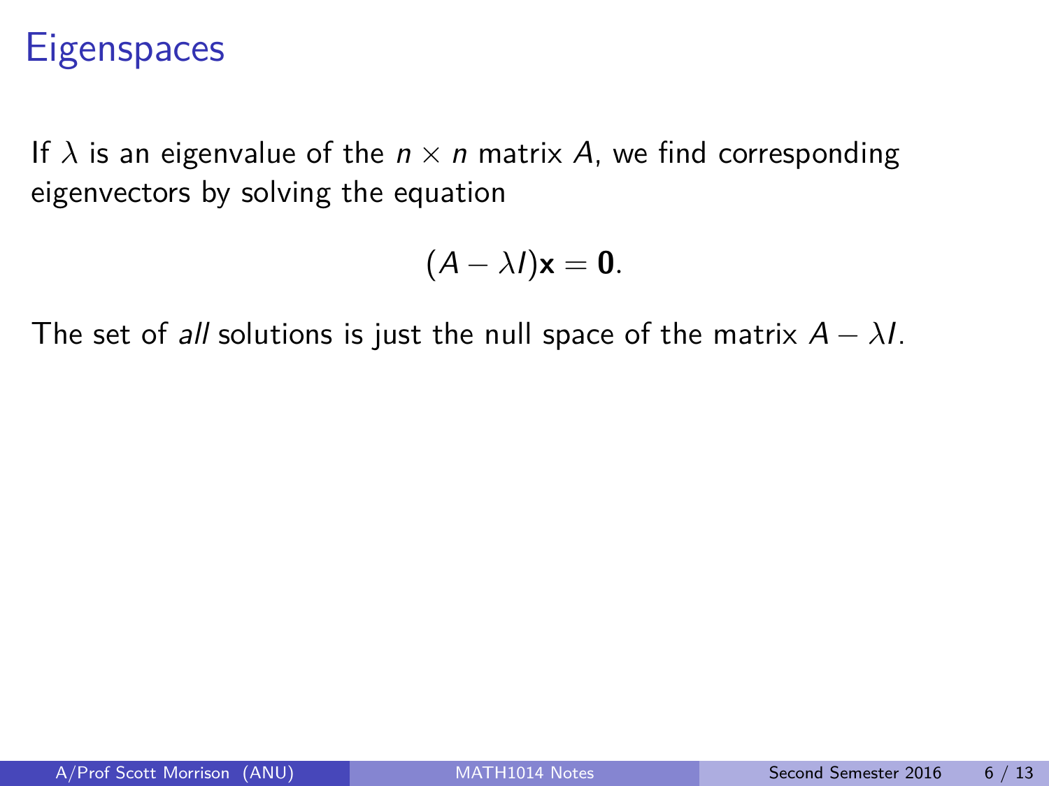# Eigenspaces

If $\lambda$ is an eigenvalue of the $n \times n$ matrix $A$, we find corresponding eigenvectors by solving the equation

$$(A - \lambda I)\mathbf{x} = \mathbf{0}.$$

The set of *all* solutions is just the null space of the matrix $A - \lambda I$.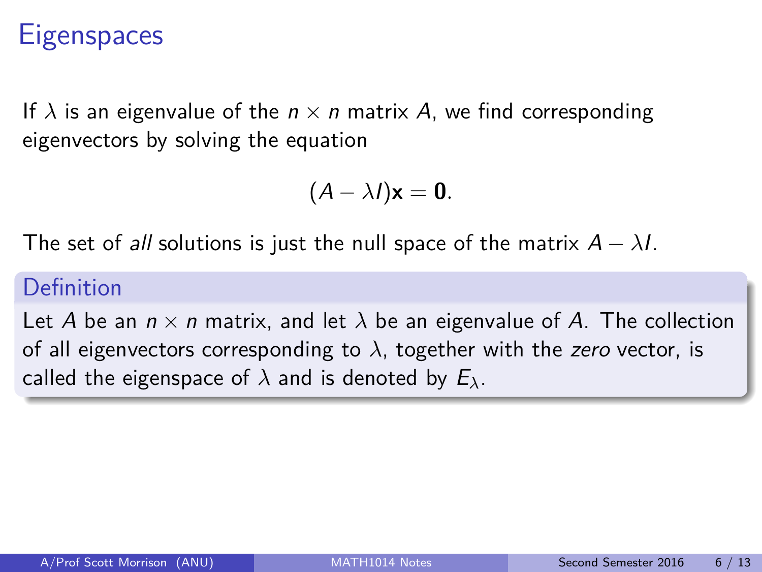# Eigenspaces

If $\lambda$ is an eigenvalue of the $n \times n$ matrix $A$, we find corresponding eigenvectors by solving the equation

$$(A - \lambda I)\mathbf{x} = \mathbf{0}.$$

The set of *all* solutions is just the null space of the matrix $A - \lambda I$.

**Definition**

Let $A$ be an $n \times n$ matrix, and let $\lambda$ be an eigenvalue of $A$. The collection of all eigenvectors corresponding to $\lambda$, together with the *zero* vector, is called the eigenspace of $\lambda$ and is denoted by $E_\lambda$.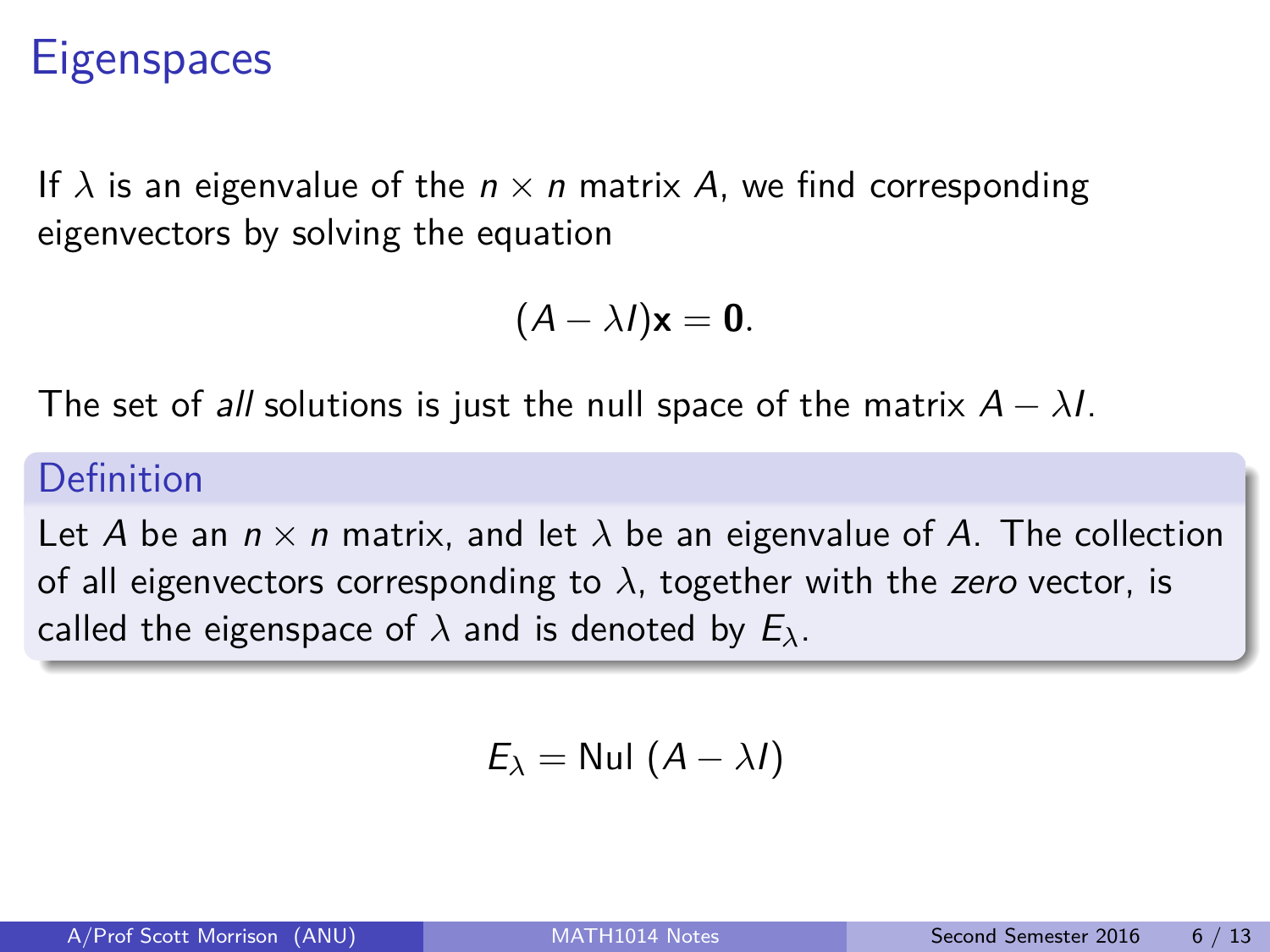# Eigenspaces

If $\lambda$ is an eigenvalue of the $n \times n$ matrix $A$, we find corresponding eigenvectors by solving the equation

$$(A - \lambda I)\mathbf{x} = \mathbf{0}.$$

The set of *all* solutions is just the null space of the matrix $A - \lambda I$.

**Definition**

Let $A$ be an $n \times n$ matrix, and let $\lambda$ be an eigenvalue of $A$. The collection of all eigenvectors corresponding to $\lambda$, together with the *zero* vector, is called the eigenspace of $\lambda$ and is denoted by $E_\lambda$.

$$E_\lambda = \text{Nul } (A - \lambda I)$$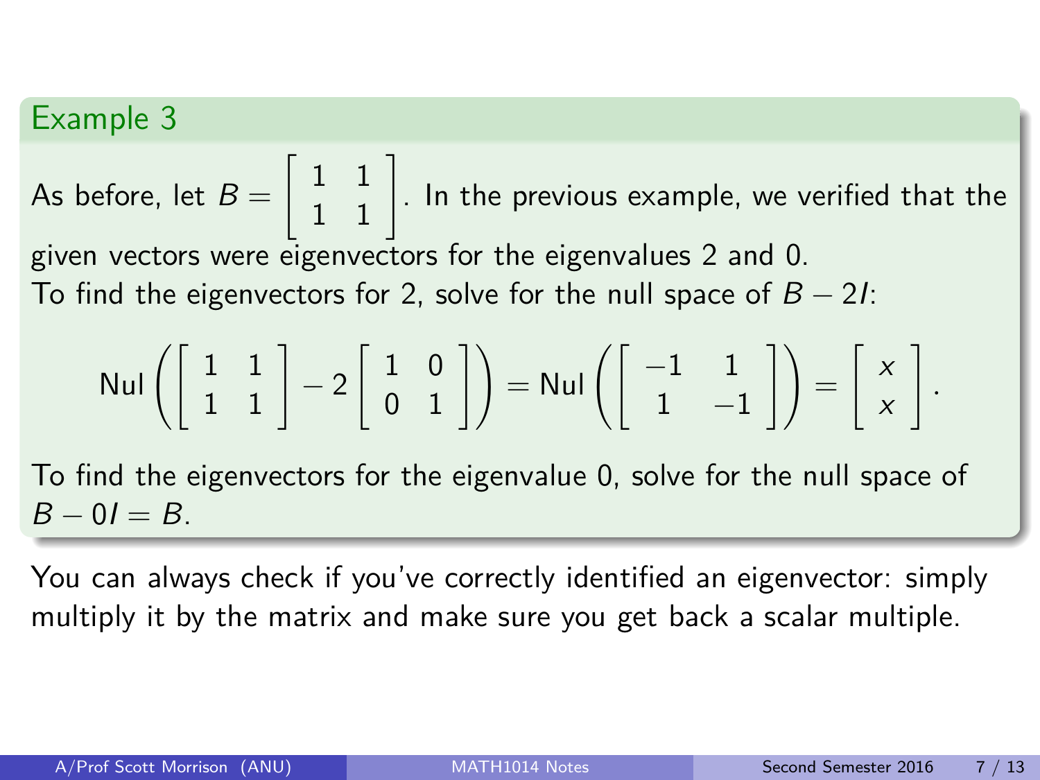### Example 3

As before, let $B = \begin{bmatrix} 1 & 1 \\ 1 & 1 \end{bmatrix}$. In the previous example, we verified that the given vectors were eigenvectors for the eigenvalues 2 and 0.

To find the eigenvectors for 2, solve for the null space of $B - 2I$:

$$\text{Nul}\left( \begin{bmatrix} 1 & 1 \\ 1 & 1 \end{bmatrix} - 2 \begin{bmatrix} 1 & 0 \\ 0 & 1 \end{bmatrix} \right) = \text{Nul}\left( \begin{bmatrix} -1 & 1 \\ 1 & -1 \end{bmatrix} \right) = \begin{bmatrix} x \\ x \end{bmatrix}.$$

To find the eigenvectors for the eigenvalue 0, solve for the null space of $B - 0I = B$.

You can always check if you've correctly identified an eigenvector: simply multiply it by the matrix and make sure you get back a scalar multiple.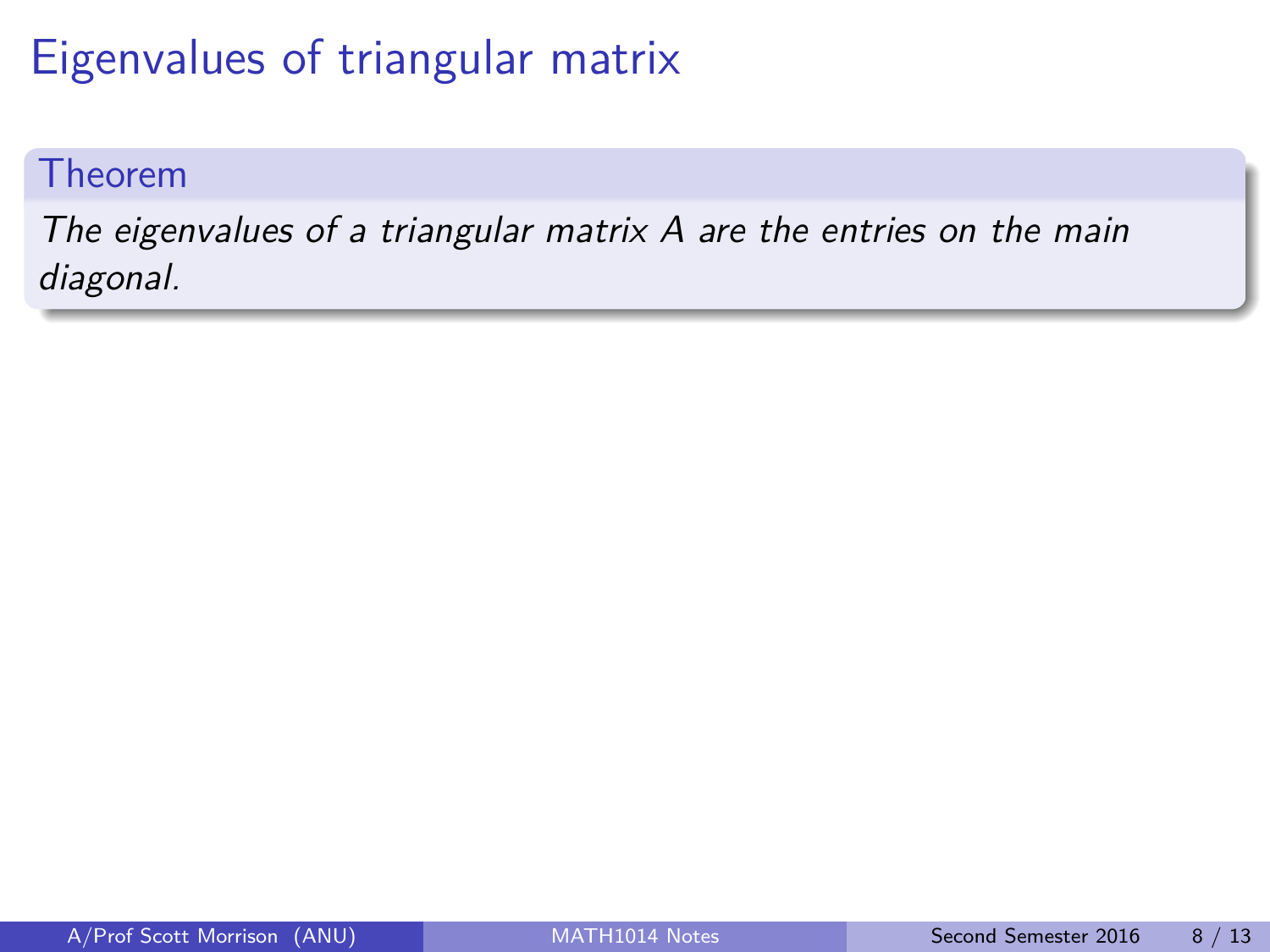# Eigenvalues of triangular matrix

**Theorem**

*The eigenvalues of a triangular matrix $A$ are the entries on the main diagonal.*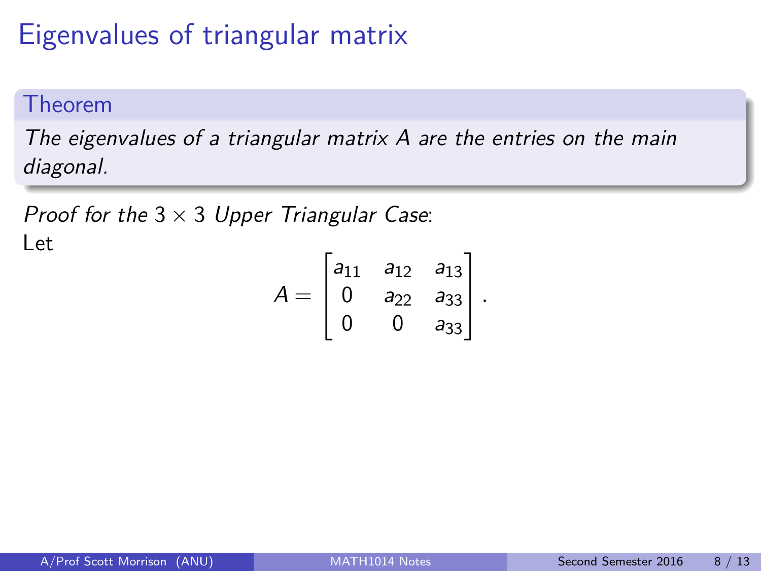# Eigenvalues of triangular matrix

**Theorem**

*The eigenvalues of a triangular matrix $A$ are the entries on the main diagonal.*

*Proof for the $3 \times 3$ Upper Triangular Case*:

Let

$$A = \begin{bmatrix} a_{11} & a_{12} & a_{13} \\ 0 & a_{22} & a_{33} \\ 0 & 0 & a_{33} \end{bmatrix}.$$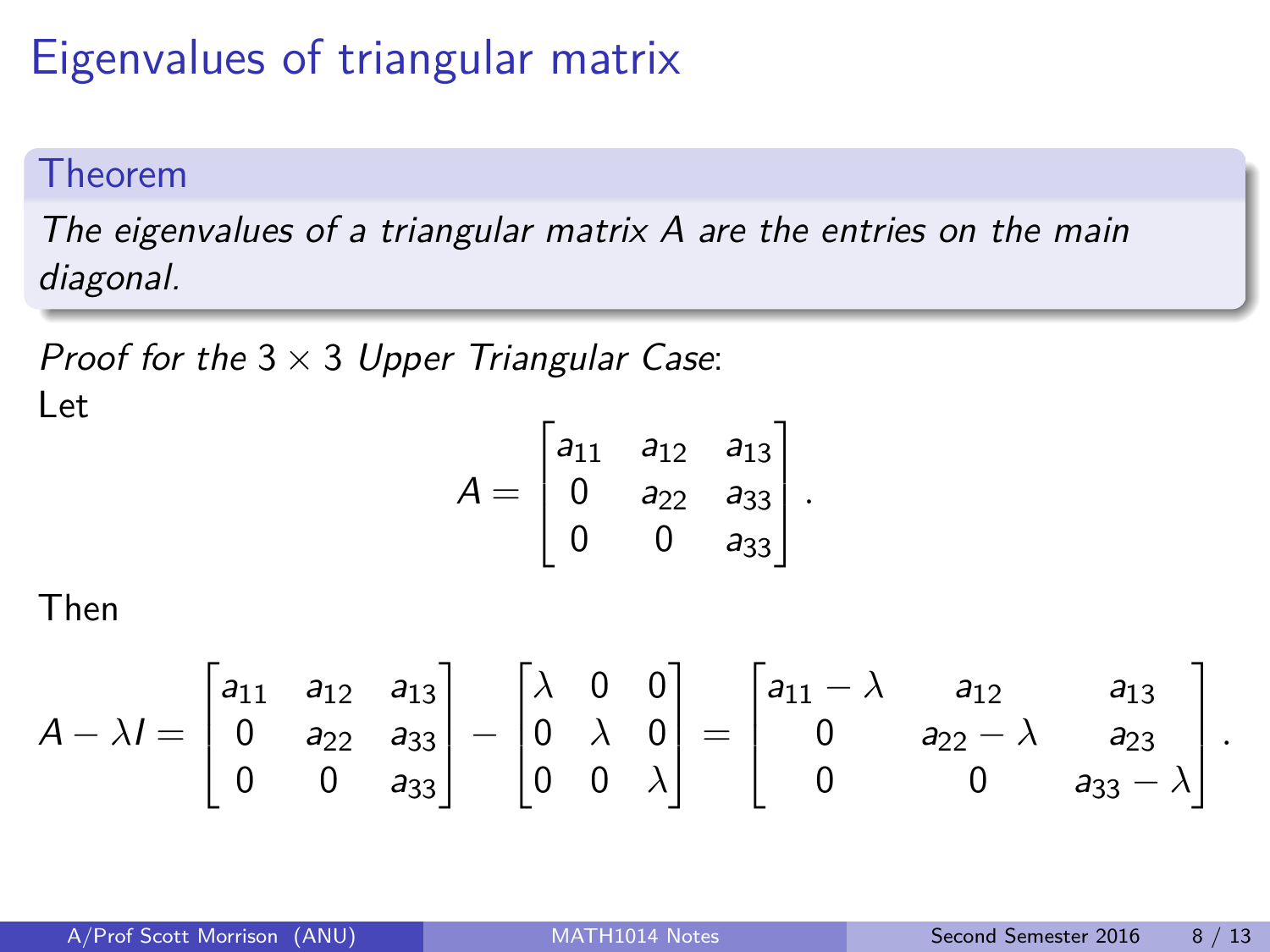# Eigenvalues of triangular matrix

**Theorem**

*The eigenvalues of a triangular matrix $A$ are the entries on the main diagonal.*

*Proof for the $3 \times 3$ Upper Triangular Case*:
Let

$$A = \begin{bmatrix} a_{11} & a_{12} & a_{13} \\ 0 & a_{22} & a_{33} \\ 0 & 0 & a_{33} \end{bmatrix}.$$

Then

$$A - \lambda I = \begin{bmatrix} a_{11} & a_{12} & a_{13} \\ 0 & a_{22} & a_{33} \\ 0 & 0 & a_{33} \end{bmatrix} - \begin{bmatrix} \lambda & 0 & 0 \\ 0 & \lambda & 0 \\ 0 & 0 & \lambda \end{bmatrix} = \begin{bmatrix} a_{11} - \lambda & a_{12} & a_{13} \\ 0 & a_{22} - \lambda & a_{23} \\ 0 & 0 & a_{33} - \lambda \end{bmatrix}.$$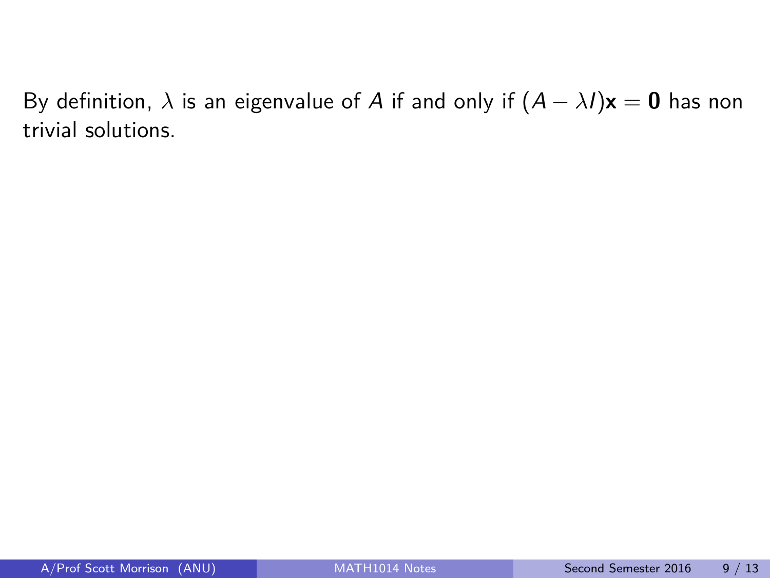By definition, $\lambda$ is an eigenvalue of $A$ if and only if $(A - \lambda I)\mathbf{x} = \mathbf{0}$ has non trivial solutions.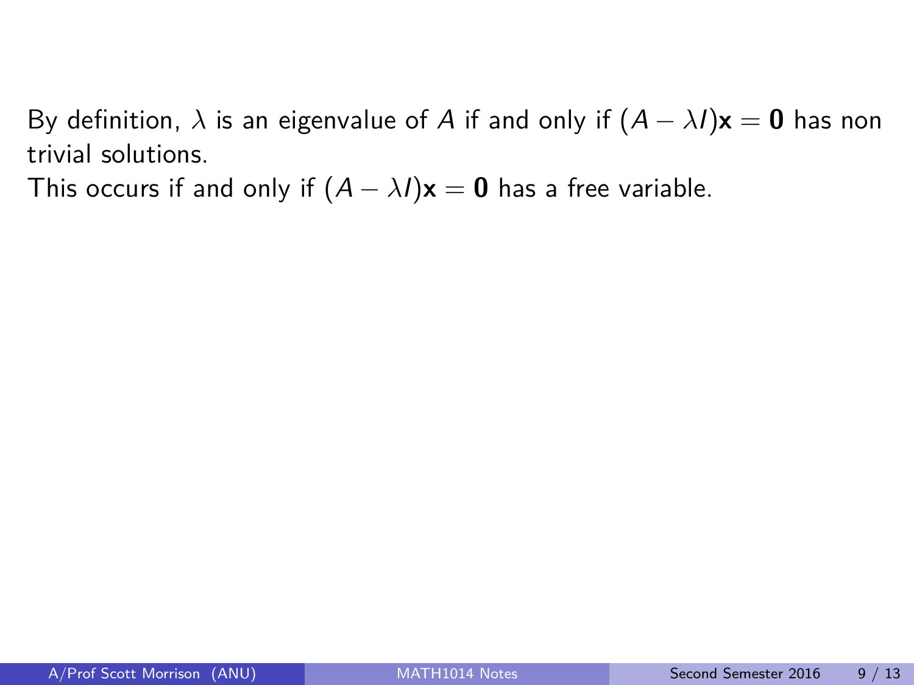By definition, $\lambda$ is an eigenvalue of $A$ if and only if $(A - \lambda I)\mathbf{x} = \mathbf{0}$ has non trivial solutions.

This occurs if and only if $(A - \lambda I)\mathbf{x} = \mathbf{0}$ has a free variable.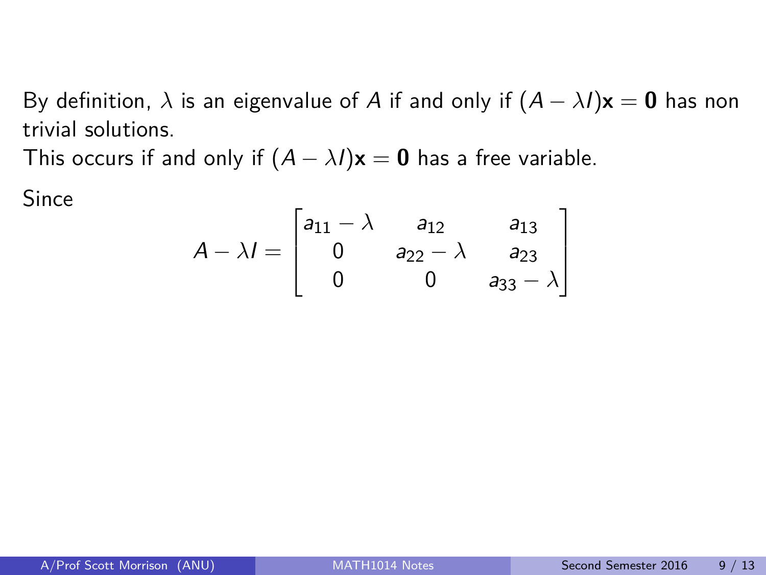By definition, $\lambda$ is an eigenvalue of $A$ if and only if $(A - \lambda I)\mathbf{x} = \mathbf{0}$ has non trivial solutions.

This occurs if and only if $(A - \lambda I)\mathbf{x} = \mathbf{0}$ has a free variable.

Since

$$A - \lambda I = \begin{bmatrix} a_{11} - \lambda & a_{12} & a_{13} \\ 0 & a_{22} - \lambda & a_{23} \\ 0 & 0 & a_{33} - \lambda \end{bmatrix}$$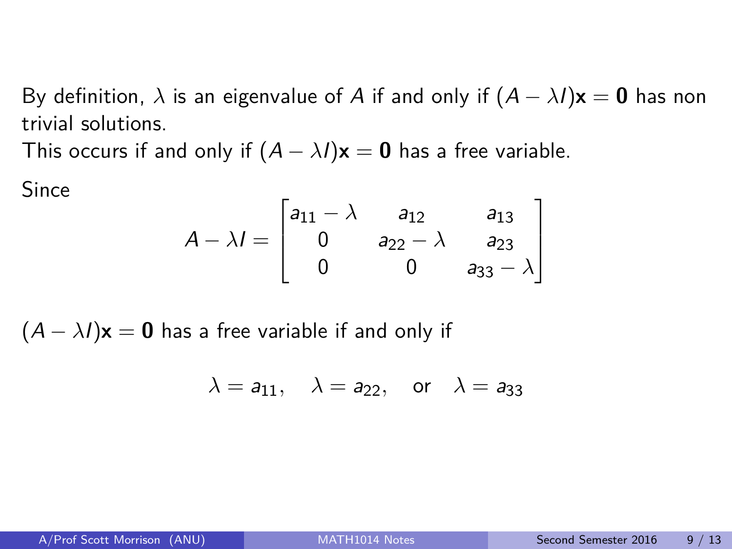By definition, $\lambda$ is an eigenvalue of $A$ if and only if $(A - \lambda I)\mathbf{x} = \mathbf{0}$ has non trivial solutions.

This occurs if and only if $(A - \lambda I)\mathbf{x} = \mathbf{0}$ has a free variable.

Since

$$A - \lambda I = \begin{bmatrix} a_{11} - \lambda & a_{12} & a_{13} \\ 0 & a_{22} - \lambda & a_{23} \\ 0 & 0 & a_{33} - \lambda \end{bmatrix}$$

$(A - \lambda I)\mathbf{x} = \mathbf{0}$ has a free variable if and only if

$$\lambda = a_{11}, \quad \lambda = a_{22}, \quad \text{or} \quad \lambda = a_{33}$$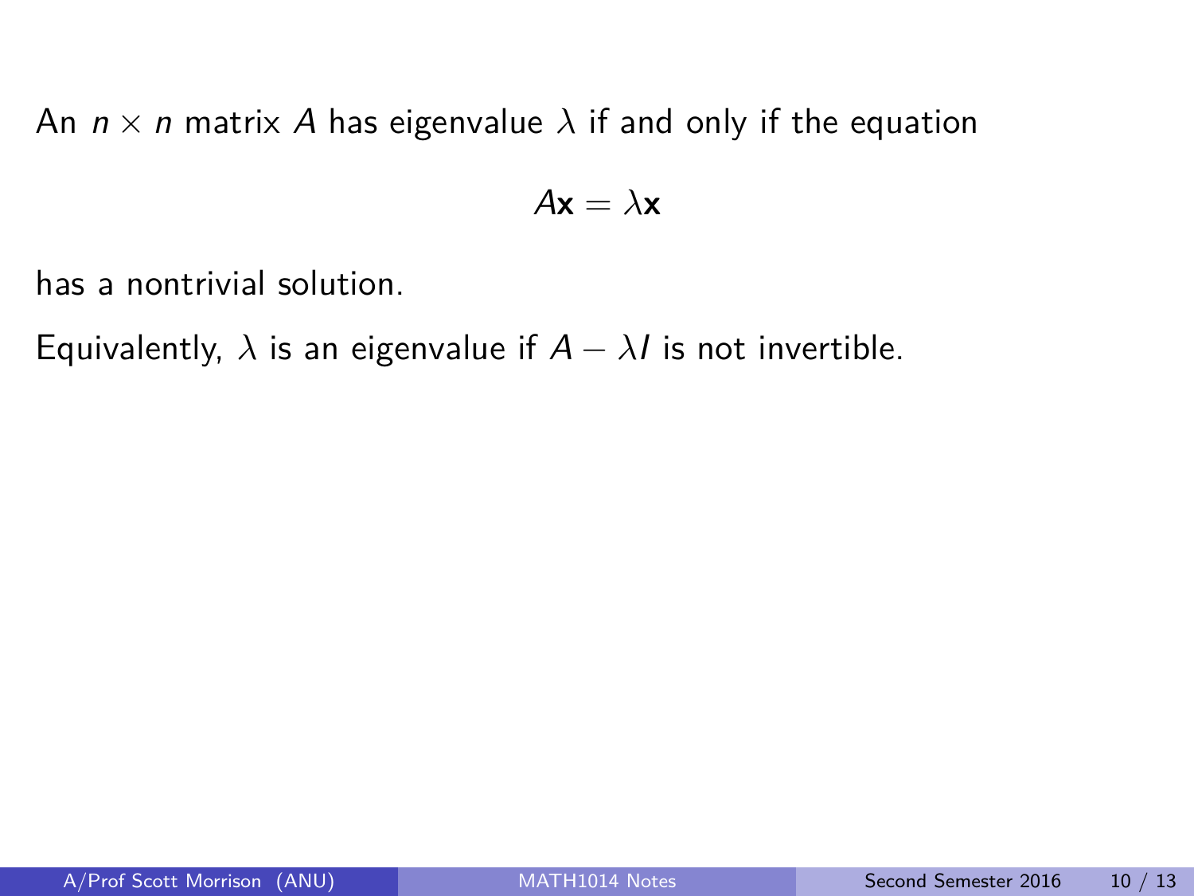An $n \times n$ matrix $A$ has eigenvalue $\lambda$ if and only if the equation

$$A\mathbf{x} = \lambda\mathbf{x}$$

has a nontrivial solution.

Equivalently, $\lambda$ is an eigenvalue if $A - \lambda I$ is not invertible.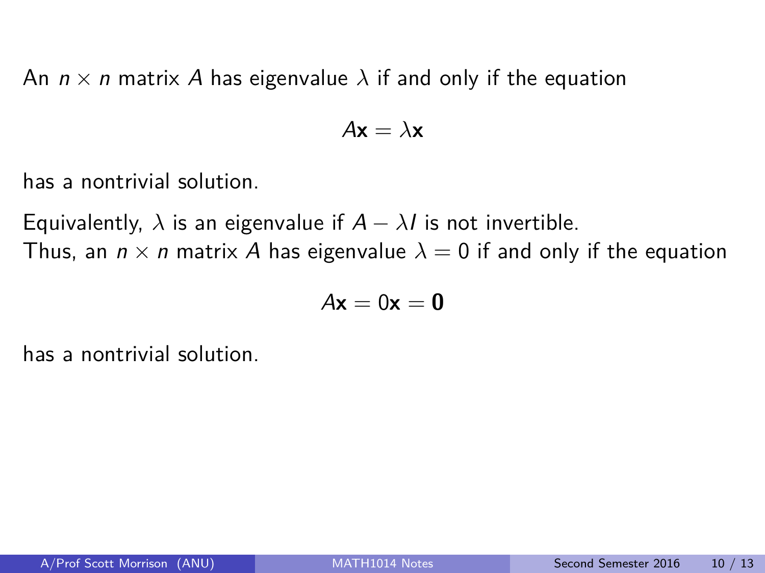An $n \times n$ matrix $A$ has eigenvalue $\lambda$ if and only if the equation

$$A\mathbf{x} = \lambda\mathbf{x}$$

has a nontrivial solution.

Equivalently, $\lambda$ is an eigenvalue if $A - \lambda I$ is not invertible.
Thus, an $n \times n$ matrix $A$ has eigenvalue $\lambda = 0$ if and only if the equation

$$A\mathbf{x} = 0\mathbf{x} = \mathbf{0}$$

has a nontrivial solution.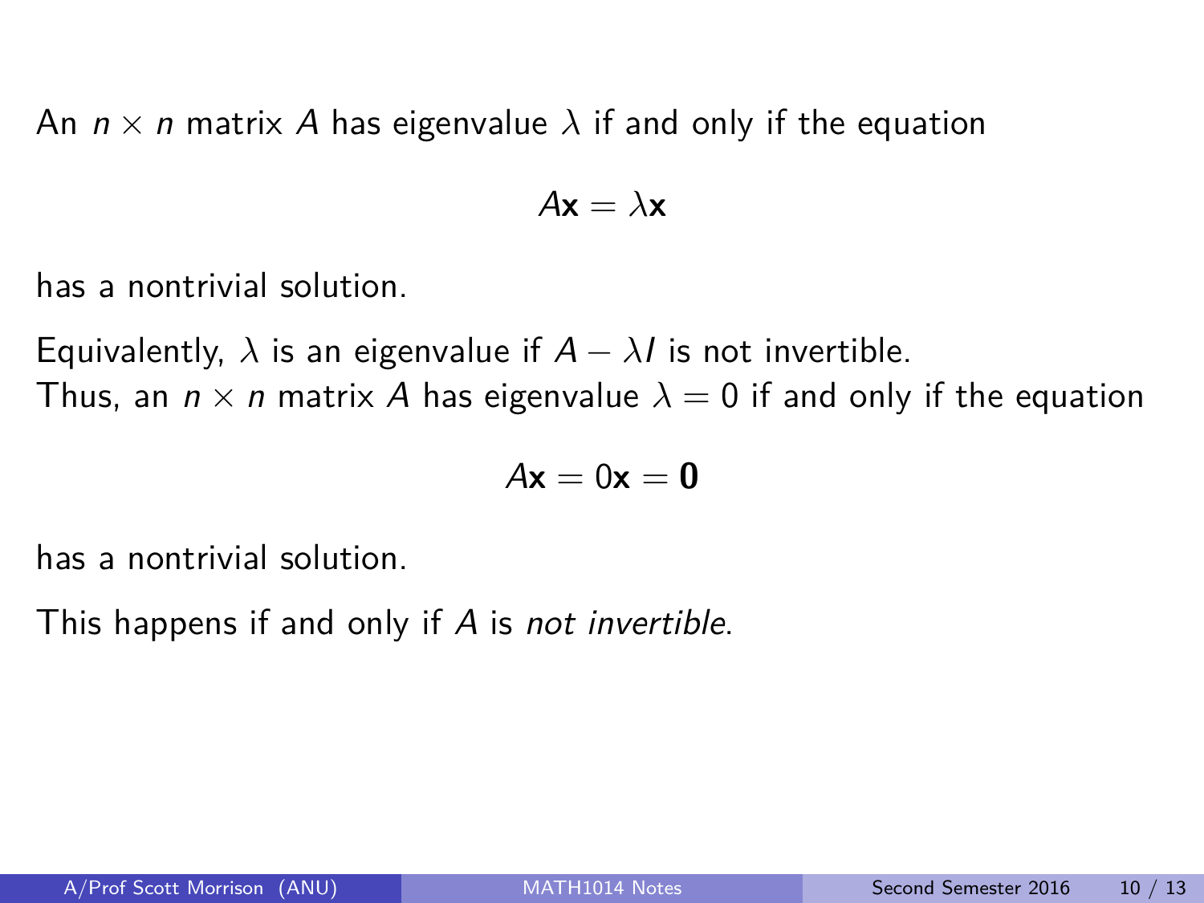An $n \times n$ matrix $A$ has eigenvalue $\lambda$ if and only if the equation

$$A\mathbf{x} = \lambda\mathbf{x}$$

has a nontrivial solution.

Equivalently, $\lambda$ is an eigenvalue if $A - \lambda I$ is not invertible.
Thus, an $n \times n$ matrix $A$ has eigenvalue $\lambda = 0$ if and only if the equation

$$A\mathbf{x} = 0\mathbf{x} = \mathbf{0}$$

has a nontrivial solution.

This happens if and only if $A$ is *not invertible*.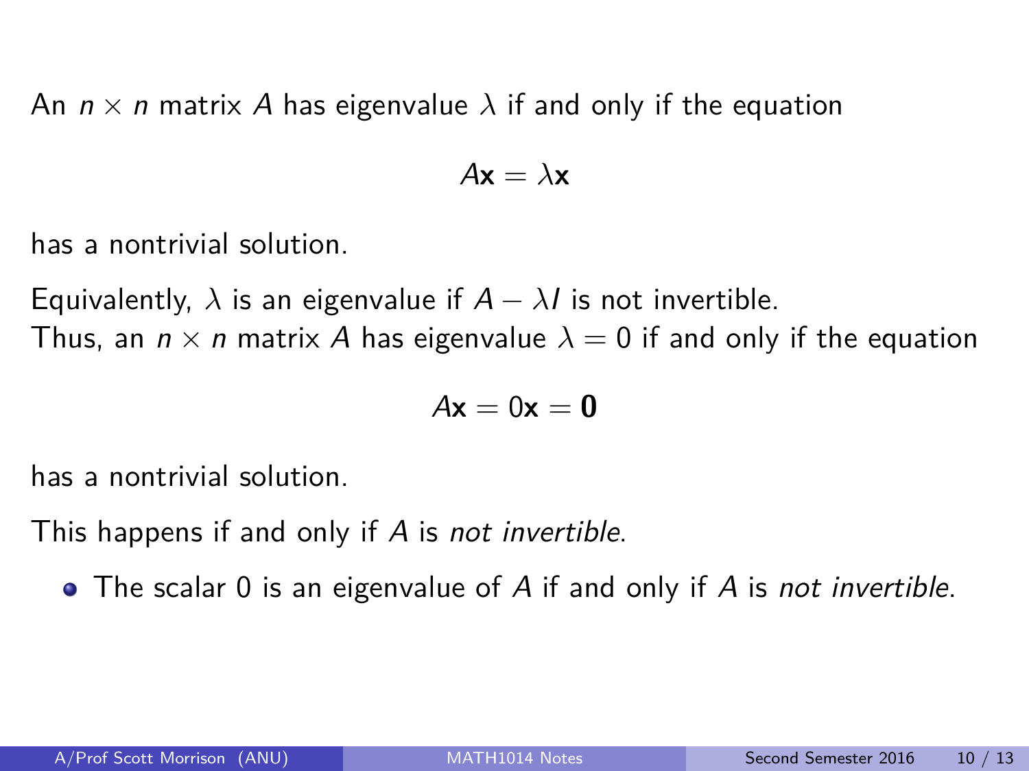An $n \times n$ matrix $A$ has eigenvalue $\lambda$ if and only if the equation

$$A\mathbf{x} = \lambda\mathbf{x}$$

has a nontrivial solution.

Equivalently, $\lambda$ is an eigenvalue if $A - \lambda I$ is not invertible.
Thus, an $n \times n$ matrix $A$ has eigenvalue $\lambda = 0$ if and only if the equation

$$A\mathbf{x} = 0\mathbf{x} = \mathbf{0}$$

has a nontrivial solution.

This happens if and only if $A$ is *not invertible*.

- The scalar 0 is an eigenvalue of $A$ if and only if $A$ is *not invertible*.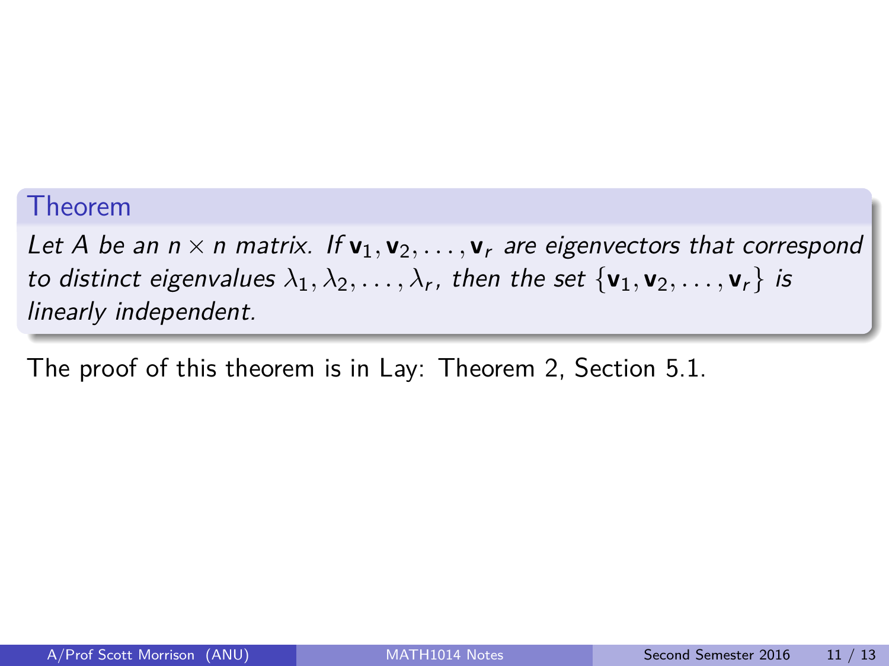**Theorem**

*Let $A$ be an $n \times n$ matrix. If $\mathbf{v}_1, \mathbf{v}_2, \ldots, \mathbf{v}_r$ are eigenvectors that correspond to distinct eigenvalues $\lambda_1, \lambda_2, \ldots, \lambda_r$, then the set $\{\mathbf{v}_1, \mathbf{v}_2, \ldots, \mathbf{v}_r\}$ is linearly independent.*

The proof of this theorem is in Lay: Theorem 2, Section 5.1.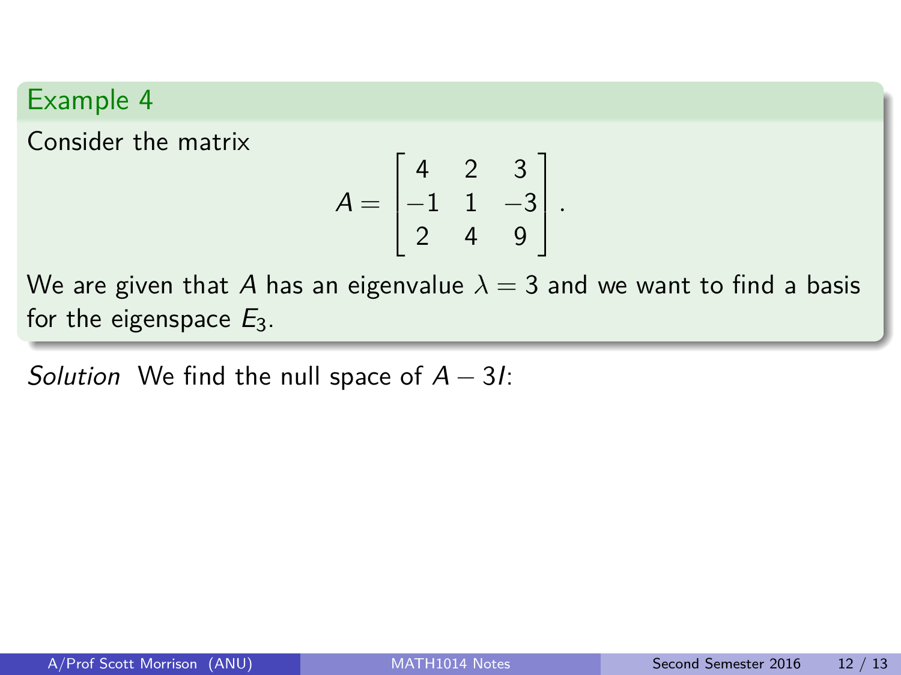## Example 4

Consider the matrix

$$A = \begin{bmatrix} 4 & 2 & 3 \\ -1 & 1 & -3 \\ 2 & 4 & 9 \end{bmatrix}.$$

We are given that $A$ has an eigenvalue $\lambda = 3$ and we want to find a basis for the eigenspace $E_3$.

*Solution* We find the null space of $A - 3I$: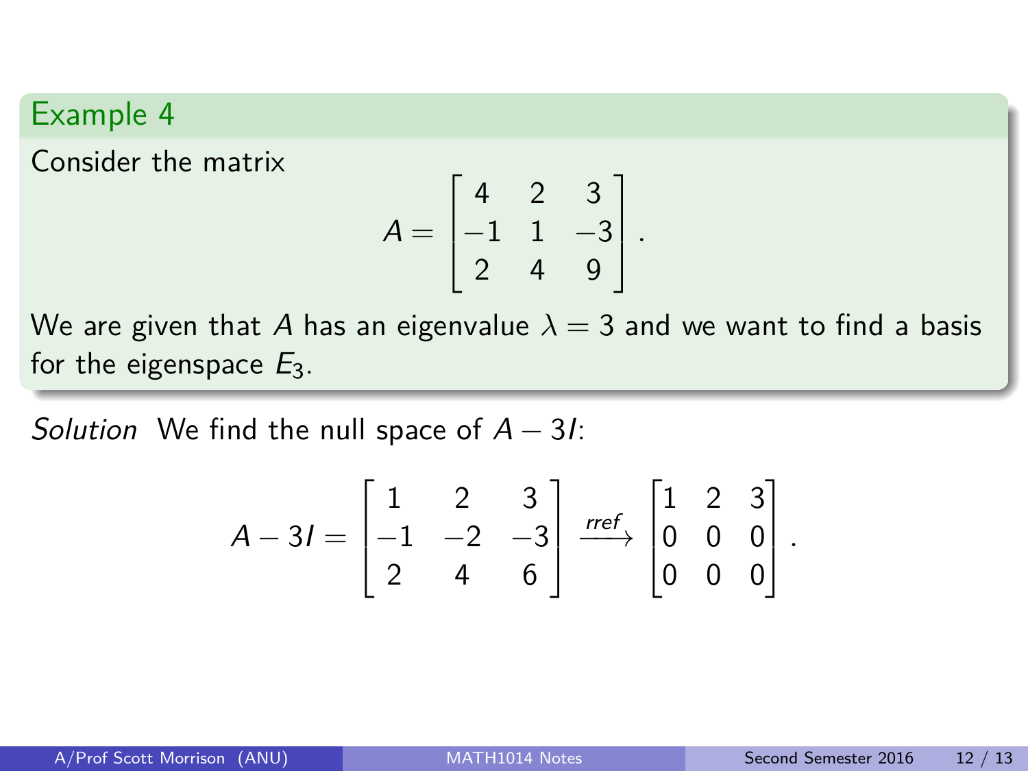### Example 4

Consider the matrix

$$A = \begin{bmatrix} 4 & 2 & 3 \\ -1 & 1 & -3 \\ 2 & 4 & 9 \end{bmatrix}.$$

We are given that $A$ has an eigenvalue $\lambda = 3$ and we want to find a basis for the eigenspace $E_3$.

*Solution* We find the null space of $A - 3I$:

$$A - 3I = \begin{bmatrix} 1 & 2 & 3 \\ -1 & -2 & -3 \\ 2 & 4 & 6 \end{bmatrix} \xrightarrow{rref} \begin{bmatrix} 1 & 2 & 3 \\ 0 & 0 & 0 \\ 0 & 0 & 0 \end{bmatrix}.$$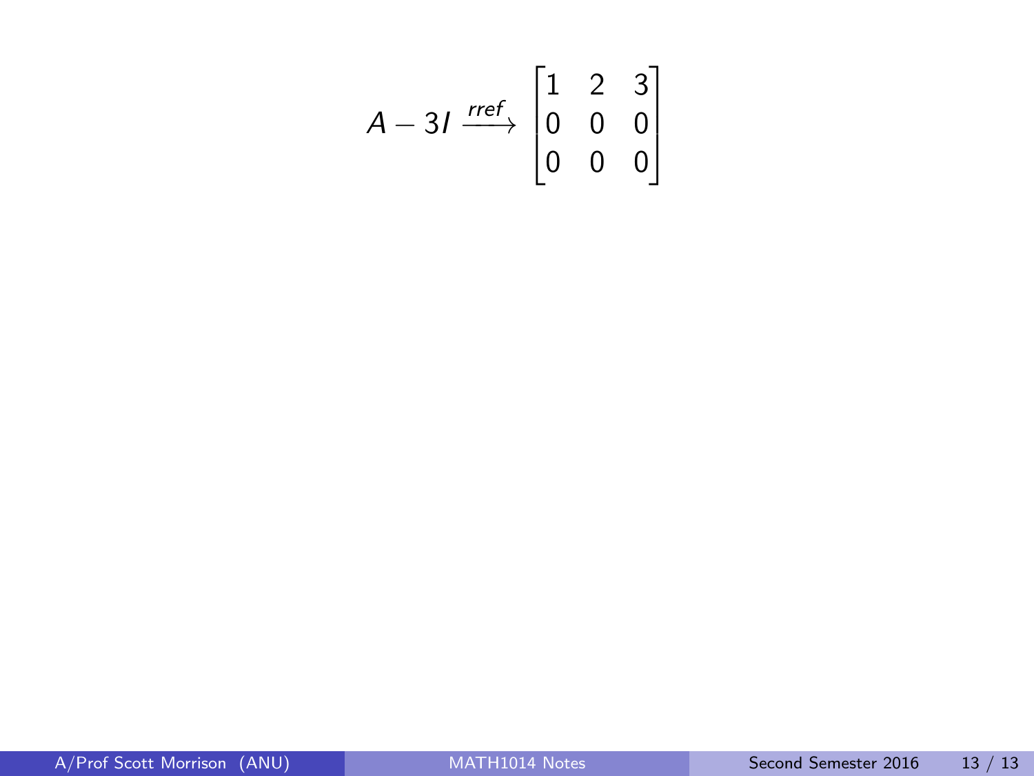$$A - 3I \xrightarrow{rref} \begin{bmatrix} 1 & 2 & 3 \\ 0 & 0 & 0 \\ 0 & 0 & 0 \end{bmatrix}$$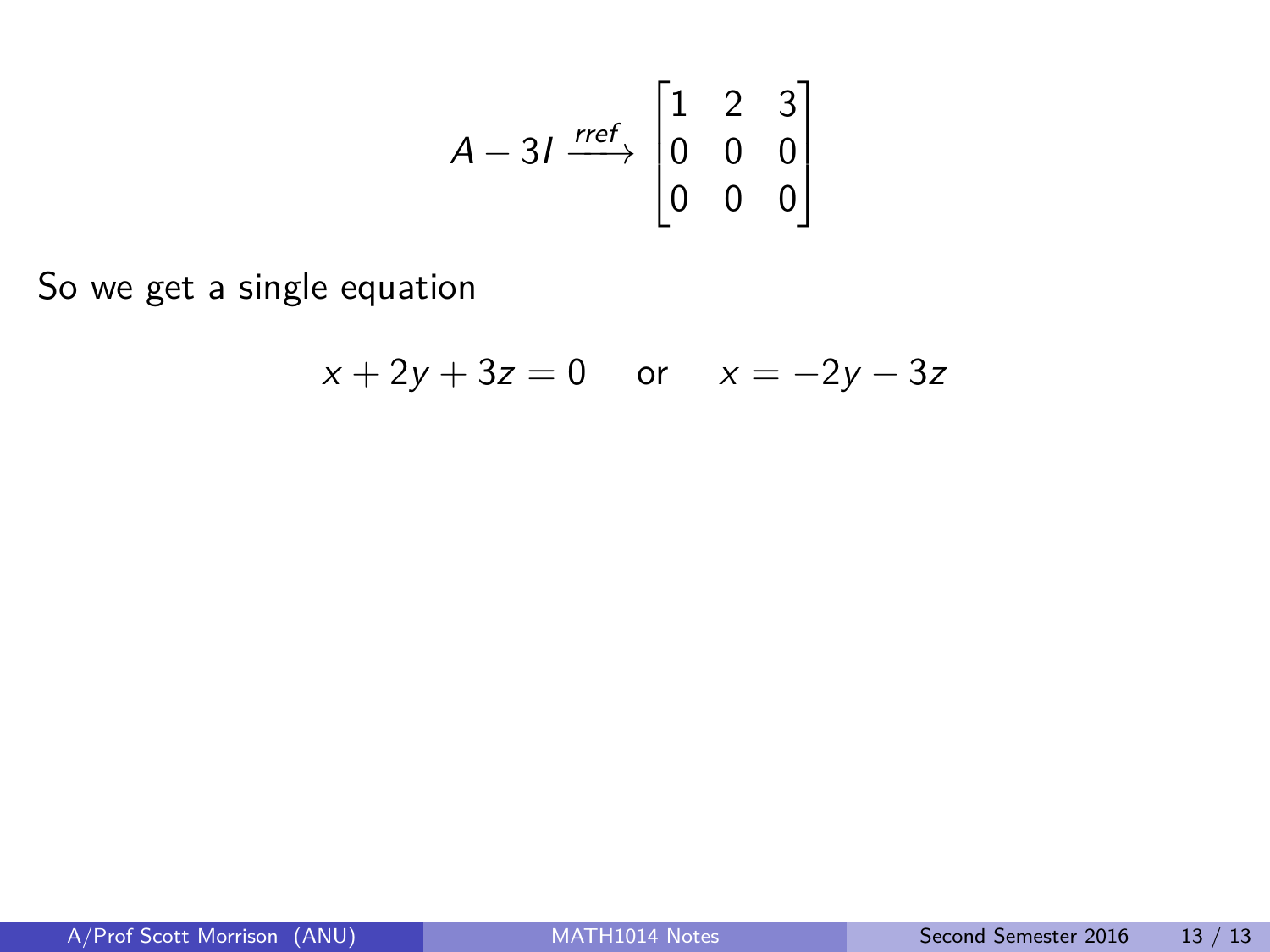$$A - 3I \xrightarrow{rref} \begin{bmatrix} 1 & 2 & 3 \\ 0 & 0 & 0 \\ 0 & 0 & 0 \end{bmatrix}$$

So we get a single equation

$$x + 2y + 3z = 0 \quad \text{or} \quad x = -2y - 3z$$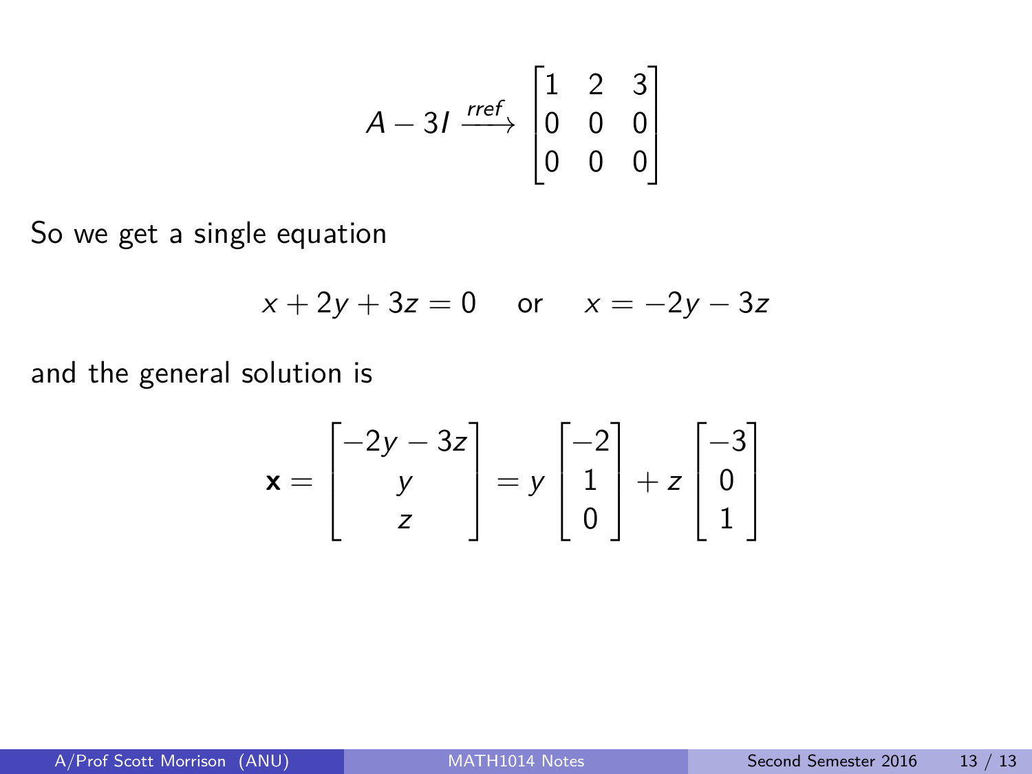$$A - 3I \xrightarrow{rref} \begin{bmatrix} 1 & 2 & 3 \\ 0 & 0 & 0 \\ 0 & 0 & 0 \end{bmatrix}$$

So we get a single equation

$$x + 2y + 3z = 0 \quad \text{or} \quad x = -2y - 3z$$

and the general solution is

$$\mathbf{x} = \begin{bmatrix} -2y - 3z \\ y \\ z \end{bmatrix} = y \begin{bmatrix} -2 \\ 1 \\ 0 \end{bmatrix} + z \begin{bmatrix} -3 \\ 0 \\ 1 \end{bmatrix}$$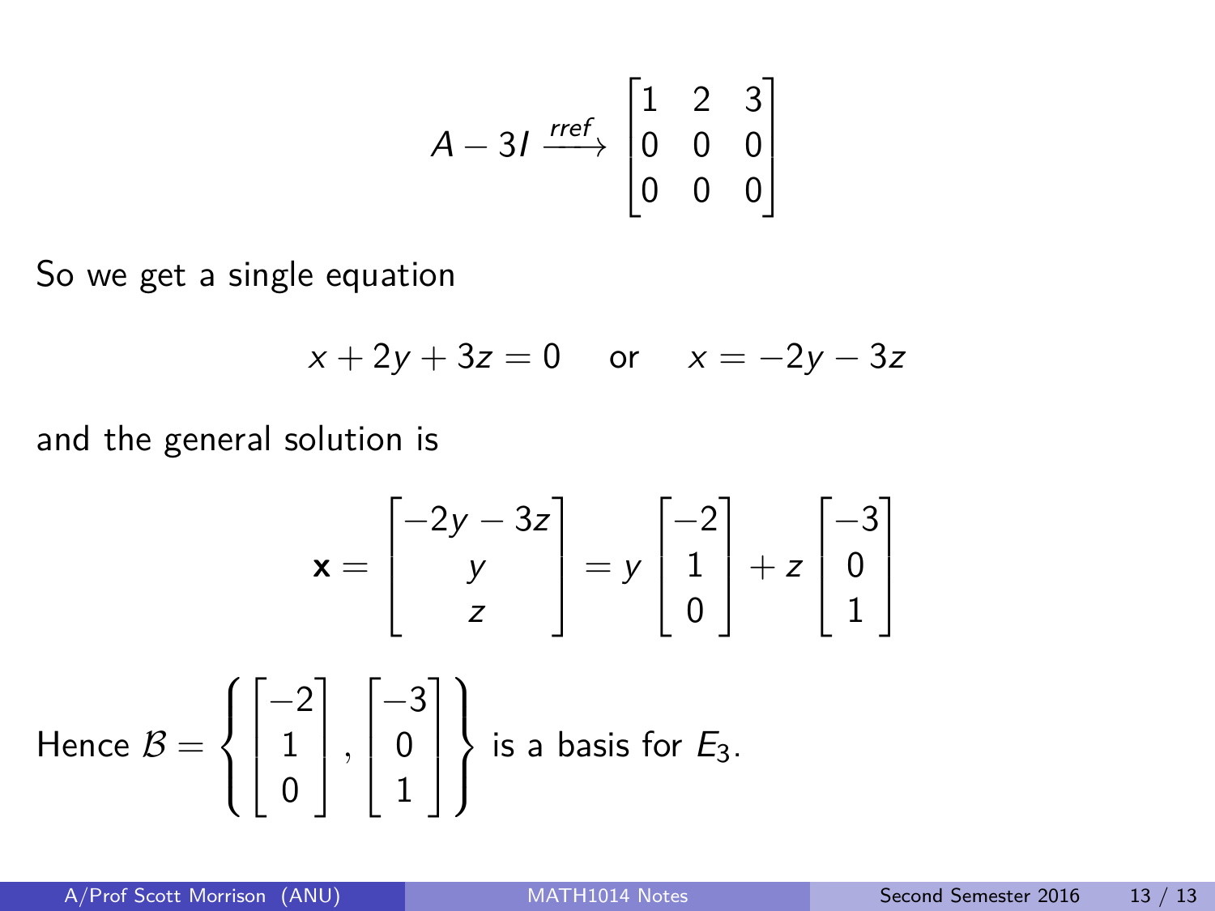$$A - 3I \xrightarrow{rref} \begin{bmatrix} 1 & 2 & 3 \\ 0 & 0 & 0 \\ 0 & 0 & 0 \end{bmatrix}$$

So we get a single equation

$$x + 2y + 3z = 0 \quad \text{or} \quad x = -2y - 3z$$

and the general solution is

$$\mathbf{x} = \begin{bmatrix} -2y - 3z \\ y \\ z \end{bmatrix} = y \begin{bmatrix} -2 \\ 1 \\ 0 \end{bmatrix} + z \begin{bmatrix} -3 \\ 0 \\ 1 \end{bmatrix}$$

Hence $\mathcal{B} = \left\{ \begin{bmatrix} -2 \\ 1 \\ 0 \end{bmatrix}, \begin{bmatrix} -3 \\ 0 \\ 1 \end{bmatrix} \right\}$ is a basis for $E_3$.